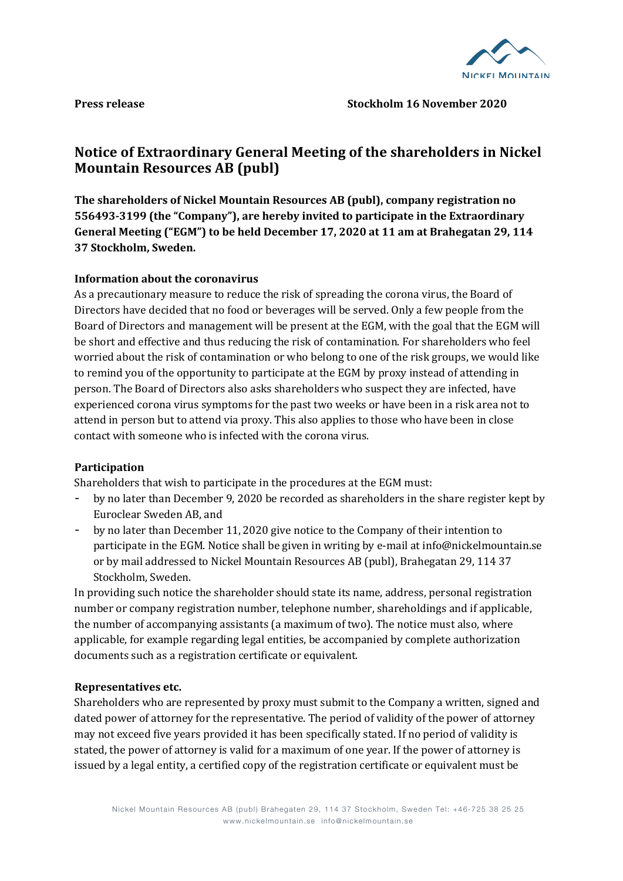**Press release** **Stockholm 16 November 2020**

# Notice of Extraordinary General Meeting of the shareholders in Nickel Mountain Resources AB (publ)

**The shareholders of Nickel Mountain Resources AB (publ), company registration no 556493-3199 (the "Company"), are hereby invited to participate in the Extraordinary General Meeting ("EGM") to be held December 17, 2020 at 11 am at Brahegatan 29, 114 37 Stockholm, Sweden.**

## Information about the coronavirus

As a precautionary measure to reduce the risk of spreading the corona virus, the Board of Directors have decided that no food or beverages will be served. Only a few people from the Board of Directors and management will be present at the EGM, with the goal that the EGM will be short and effective and thus reducing the risk of contamination. For shareholders who feel worried about the risk of contamination or who belong to one of the risk groups, we would like to remind you of the opportunity to participate at the EGM by proxy instead of attending in person. The Board of Directors also asks shareholders who suspect they are infected, have experienced corona virus symptoms for the past two weeks or have been in a risk area not to attend in person but to attend via proxy. This also applies to those who have been in close contact with someone who is infected with the corona virus.

## Participation

Shareholders that wish to participate in the procedures at the EGM must:

- by no later than December 9, 2020 be recorded as shareholders in the share register kept by Euroclear Sweden AB, and
- by no later than December 11, 2020 give notice to the Company of their intention to participate in the EGM. Notice shall be given in writing by e-mail at info@nickelmountain.se or by mail addressed to Nickel Mountain Resources AB (publ), Brahegatan 29, 114 37 Stockholm, Sweden.

In providing such notice the shareholder should state its name, address, personal registration number or company registration number, telephone number, shareholdings and if applicable, the number of accompanying assistants (a maximum of two). The notice must also, where applicable, for example regarding legal entities, be accompanied by complete authorization documents such as a registration certificate or equivalent.

## Representatives etc.

Shareholders who are represented by proxy must submit to the Company a written, signed and dated power of attorney for the representative. The period of validity of the power of attorney may not exceed five years provided it has been specifically stated. If no period of validity is stated, the power of attorney is valid for a maximum of one year. If the power of attorney is issued by a legal entity, a certified copy of the registration certificate or equivalent must be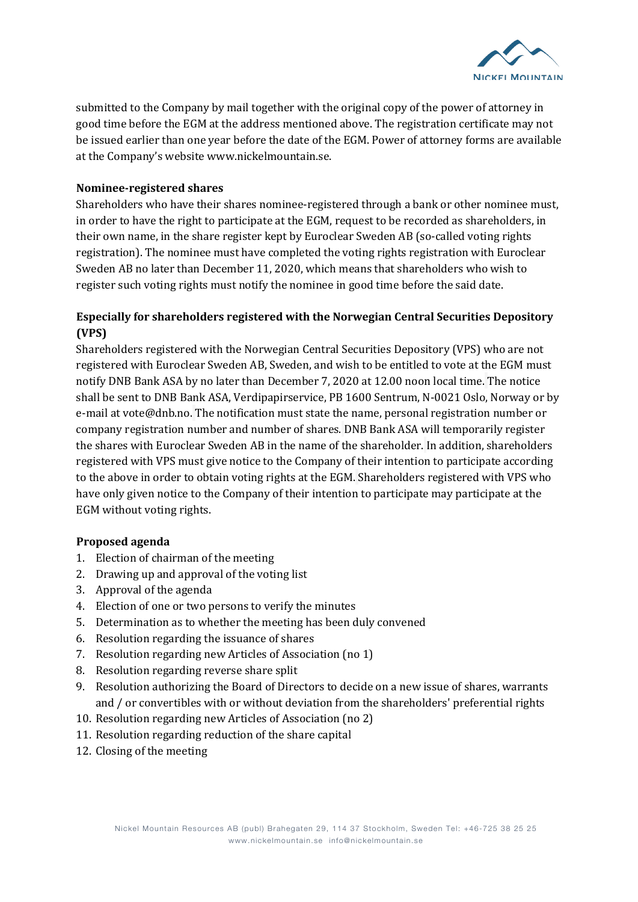submitted to the Company by mail together with the original copy of the power of attorney in good time before the EGM at the address mentioned above. The registration certificate may not be issued earlier than one year before the date of the EGM. Power of attorney forms are available at the Company's website www.nickelmountain.se.

**Nominee-registered shares**

Shareholders who have their shares nominee-registered through a bank or other nominee must, in order to have the right to participate at the EGM, request to be recorded as shareholders, in their own name, in the share register kept by Euroclear Sweden AB (so-called voting rights registration). The nominee must have completed the voting rights registration with Euroclear Sweden AB no later than December 11, 2020, which means that shareholders who wish to register such voting rights must notify the nominee in good time before the said date.

**Especially for shareholders registered with the Norwegian Central Securities Depository (VPS)**

Shareholders registered with the Norwegian Central Securities Depository (VPS) who are not registered with Euroclear Sweden AB, Sweden, and wish to be entitled to vote at the EGM must notify DNB Bank ASA by no later than December 7, 2020 at 12.00 noon local time. The notice shall be sent to DNB Bank ASA, Verdipapirservice, PB 1600 Sentrum, N-0021 Oslo, Norway or by e-mail at vote@dnb.no. The notification must state the name, personal registration number or company registration number and number of shares. DNB Bank ASA will temporarily register the shares with Euroclear Sweden AB in the name of the shareholder. In addition, shareholders registered with VPS must give notice to the Company of their intention to participate according to the above in order to obtain voting rights at the EGM. Shareholders registered with VPS who have only given notice to the Company of their intention to participate may participate at the EGM without voting rights.

**Proposed agenda**

1. Election of chairman of the meeting
2. Drawing up and approval of the voting list
3. Approval of the agenda
4. Election of one or two persons to verify the minutes
5. Determination as to whether the meeting has been duly convened
6. Resolution regarding the issuance of shares
7. Resolution regarding new Articles of Association (no 1)
8. Resolution regarding reverse share split
9. Resolution authorizing the Board of Directors to decide on a new issue of shares, warrants and / or convertibles with or without deviation from the shareholders' preferential rights
10. Resolution regarding new Articles of Association (no 2)
11. Resolution regarding reduction of the share capital
12. Closing of the meeting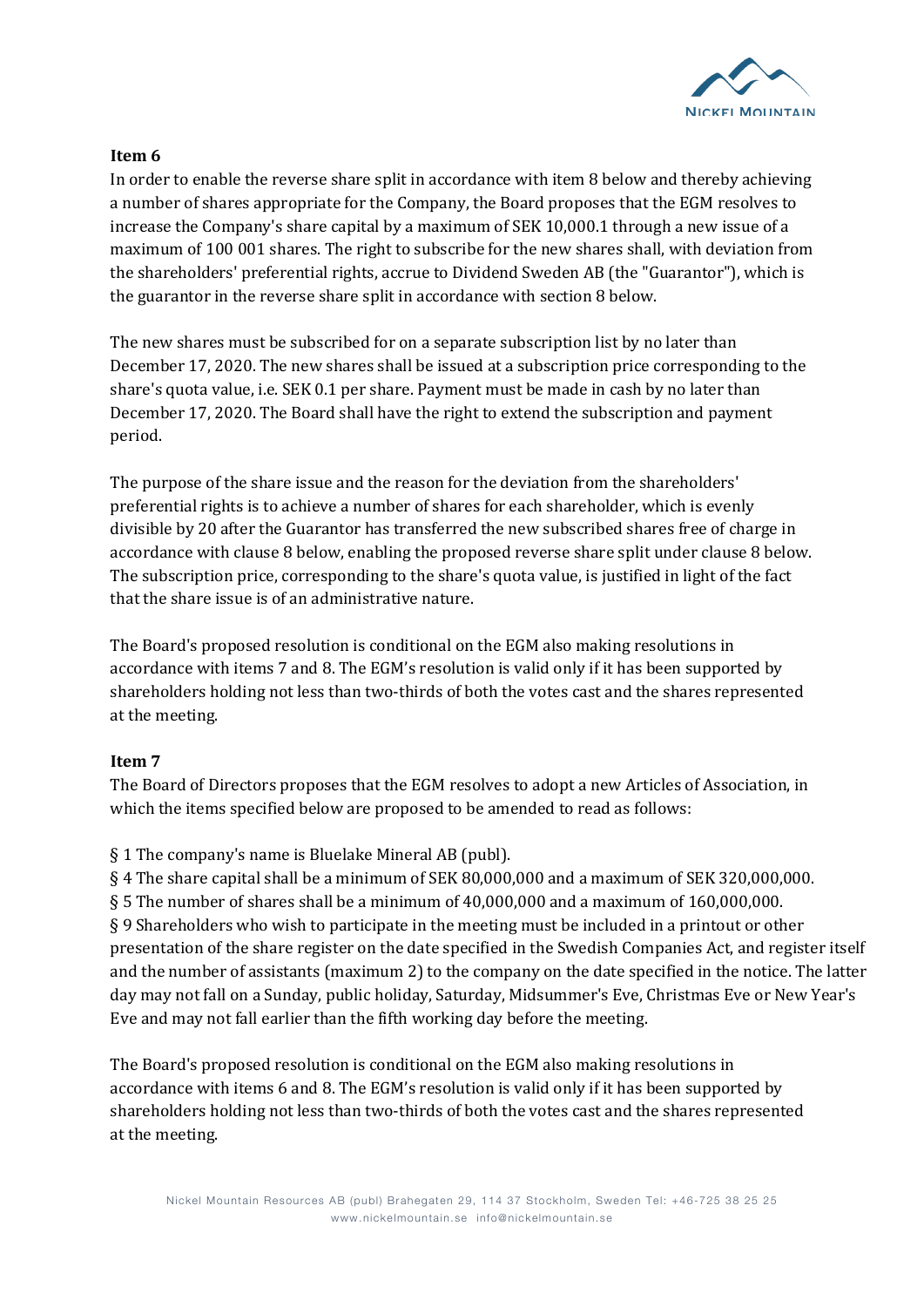**Item 6**

In order to enable the reverse share split in accordance with item 8 below and thereby achieving a number of shares appropriate for the Company, the Board proposes that the EGM resolves to increase the Company's share capital by a maximum of SEK 10,000.1 through a new issue of a maximum of 100 001 shares. The right to subscribe for the new shares shall, with deviation from the shareholders' preferential rights, accrue to Dividend Sweden AB (the "Guarantor"), which is the guarantor in the reverse share split in accordance with section 8 below.

The new shares must be subscribed for on a separate subscription list by no later than December 17, 2020. The new shares shall be issued at a subscription price corresponding to the share's quota value, i.e. SEK 0.1 per share. Payment must be made in cash by no later than December 17, 2020. The Board shall have the right to extend the subscription and payment period.

The purpose of the share issue and the reason for the deviation from the shareholders' preferential rights is to achieve a number of shares for each shareholder, which is evenly divisible by 20 after the Guarantor has transferred the new subscribed shares free of charge in accordance with clause 8 below, enabling the proposed reverse share split under clause 8 below. The subscription price, corresponding to the share's quota value, is justified in light of the fact that the share issue is of an administrative nature.

The Board's proposed resolution is conditional on the EGM also making resolutions in accordance with items 7 and 8. The EGM's resolution is valid only if it has been supported by shareholders holding not less than two-thirds of both the votes cast and the shares represented at the meeting.

**Item 7**

The Board of Directors proposes that the EGM resolves to adopt a new Articles of Association, in which the items specified below are proposed to be amended to read as follows:

§ 1 The company's name is Bluelake Mineral AB (publ).
§ 4 The share capital shall be a minimum of SEK 80,000,000 and a maximum of SEK 320,000,000.
§ 5 The number of shares shall be a minimum of 40,000,000 and a maximum of 160,000,000.
§ 9 Shareholders who wish to participate in the meeting must be included in a printout or other presentation of the share register on the date specified in the Swedish Companies Act, and register itself and the number of assistants (maximum 2) to the company on the date specified in the notice. The latter day may not fall on a Sunday, public holiday, Saturday, Midsummer's Eve, Christmas Eve or New Year's Eve and may not fall earlier than the fifth working day before the meeting.

The Board's proposed resolution is conditional on the EGM also making resolutions in accordance with items 6 and 8. The EGM's resolution is valid only if it has been supported by shareholders holding not less than two-thirds of both the votes cast and the shares represented at the meeting.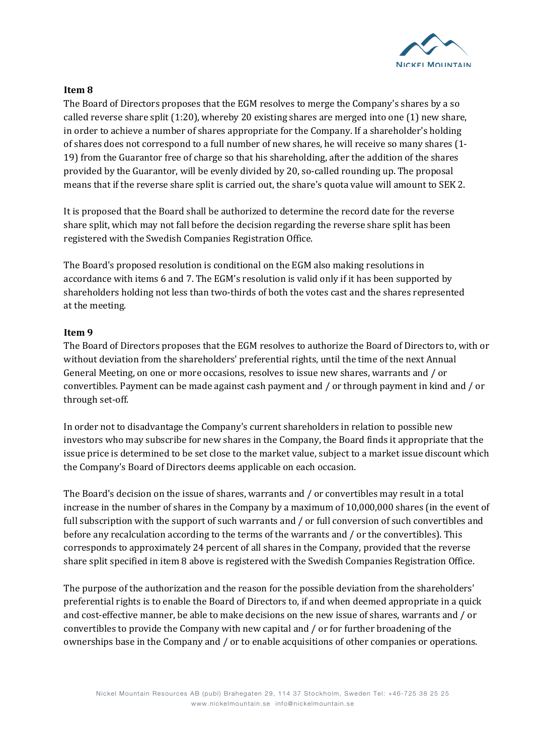**Item 8**

The Board of Directors proposes that the EGM resolves to merge the Company's shares by a so called reverse share split (1:20), whereby 20 existing shares are merged into one (1) new share, in order to achieve a number of shares appropriate for the Company. If a shareholder's holding of shares does not correspond to a full number of new shares, he will receive so many shares (1-19) from the Guarantor free of charge so that his shareholding, after the addition of the shares provided by the Guarantor, will be evenly divided by 20, so-called rounding up. The proposal means that if the reverse share split is carried out, the share's quota value will amount to SEK 2.

It is proposed that the Board shall be authorized to determine the record date for the reverse share split, which may not fall before the decision regarding the reverse share split has been registered with the Swedish Companies Registration Office.

The Board's proposed resolution is conditional on the EGM also making resolutions in accordance with items 6 and 7. The EGM's resolution is valid only if it has been supported by shareholders holding not less than two-thirds of both the votes cast and the shares represented at the meeting.

**Item 9**

The Board of Directors proposes that the EGM resolves to authorize the Board of Directors to, with or without deviation from the shareholders' preferential rights, until the time of the next Annual General Meeting, on one or more occasions, resolves to issue new shares, warrants and / or convertibles. Payment can be made against cash payment and / or through payment in kind and / or through set-off.

In order not to disadvantage the Company's current shareholders in relation to possible new investors who may subscribe for new shares in the Company, the Board finds it appropriate that the issue price is determined to be set close to the market value, subject to a market issue discount which the Company's Board of Directors deems applicable on each occasion.

The Board's decision on the issue of shares, warrants and / or convertibles may result in a total increase in the number of shares in the Company by a maximum of 10,000,000 shares (in the event of full subscription with the support of such warrants and / or full conversion of such convertibles and before any recalculation according to the terms of the warrants and / or the convertibles). This corresponds to approximately 24 percent of all shares in the Company, provided that the reverse share split specified in item 8 above is registered with the Swedish Companies Registration Office.

The purpose of the authorization and the reason for the possible deviation from the shareholders' preferential rights is to enable the Board of Directors to, if and when deemed appropriate in a quick and cost-effective manner, be able to make decisions on the new issue of shares, warrants and / or convertibles to provide the Company with new capital and / or for further broadening of the ownerships base in the Company and / or to enable acquisitions of other companies or operations.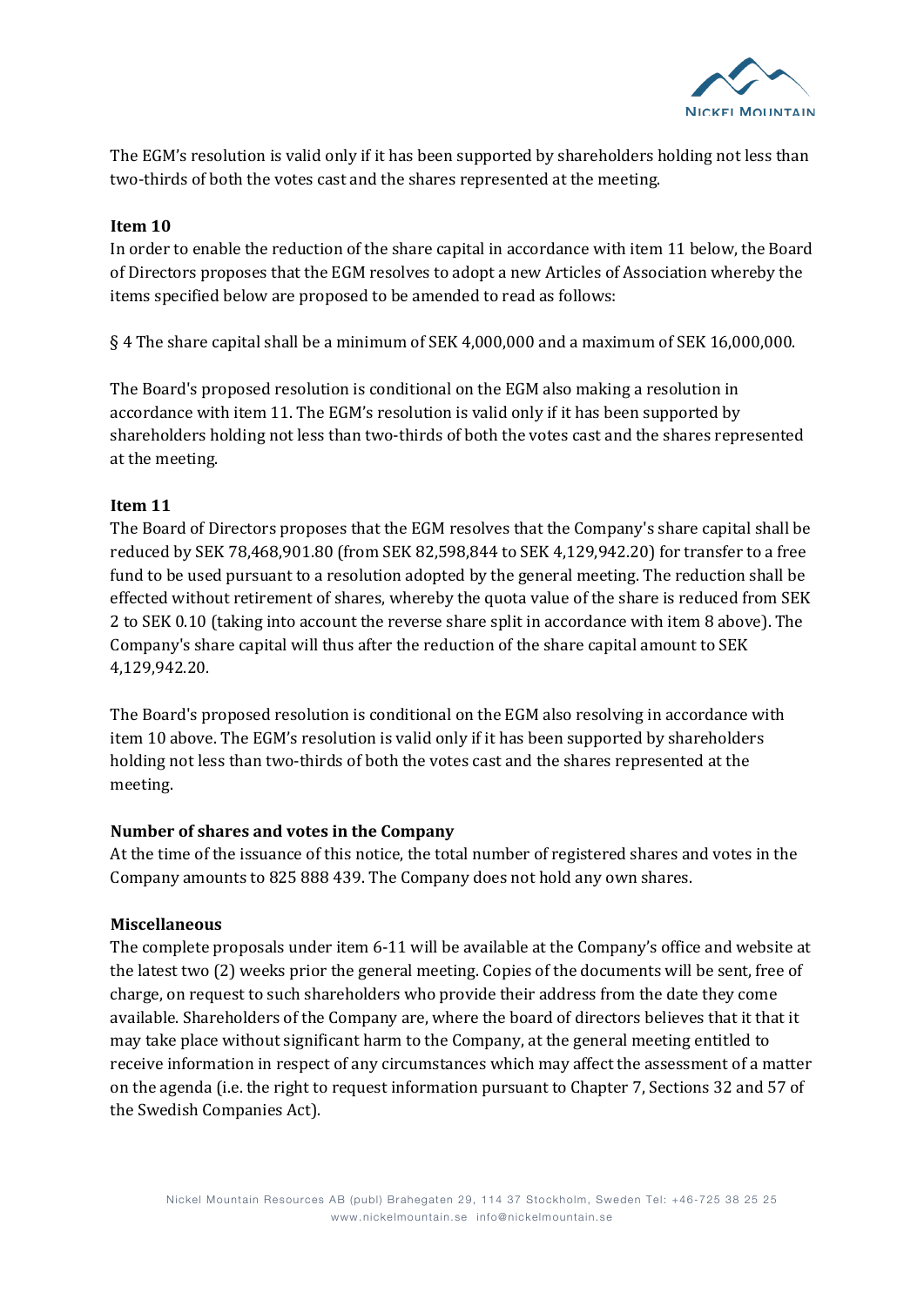The EGM's resolution is valid only if it has been supported by shareholders holding not less than two-thirds of both the votes cast and the shares represented at the meeting.

**Item 10**

In order to enable the reduction of the share capital in accordance with item 11 below, the Board of Directors proposes that the EGM resolves to adopt a new Articles of Association whereby the items specified below are proposed to be amended to read as follows:

§ 4 The share capital shall be a minimum of SEK 4,000,000 and a maximum of SEK 16,000,000.

The Board's proposed resolution is conditional on the EGM also making a resolution in accordance with item 11. The EGM's resolution is valid only if it has been supported by shareholders holding not less than two-thirds of both the votes cast and the shares represented at the meeting.

**Item 11**

The Board of Directors proposes that the EGM resolves that the Company's share capital shall be reduced by SEK 78,468,901.80 (from SEK 82,598,844 to SEK 4,129,942.20) for transfer to a free fund to be used pursuant to a resolution adopted by the general meeting. The reduction shall be effected without retirement of shares, whereby the quota value of the share is reduced from SEK 2 to SEK 0.10 (taking into account the reverse share split in accordance with item 8 above). The Company's share capital will thus after the reduction of the share capital amount to SEK 4,129,942.20.

The Board's proposed resolution is conditional on the EGM also resolving in accordance with item 10 above. The EGM's resolution is valid only if it has been supported by shareholders holding not less than two-thirds of both the votes cast and the shares represented at the meeting.

**Number of shares and votes in the Company**

At the time of the issuance of this notice, the total number of registered shares and votes in the Company amounts to 825 888 439. The Company does not hold any own shares.

**Miscellaneous**

The complete proposals under item 6-11 will be available at the Company's office and website at the latest two (2) weeks prior the general meeting. Copies of the documents will be sent, free of charge, on request to such shareholders who provide their address from the date they come available. Shareholders of the Company are, where the board of directors believes that it that it may take place without significant harm to the Company, at the general meeting entitled to receive information in respect of any circumstances which may affect the assessment of a matter on the agenda (i.e. the right to request information pursuant to Chapter 7, Sections 32 and 57 of the Swedish Companies Act).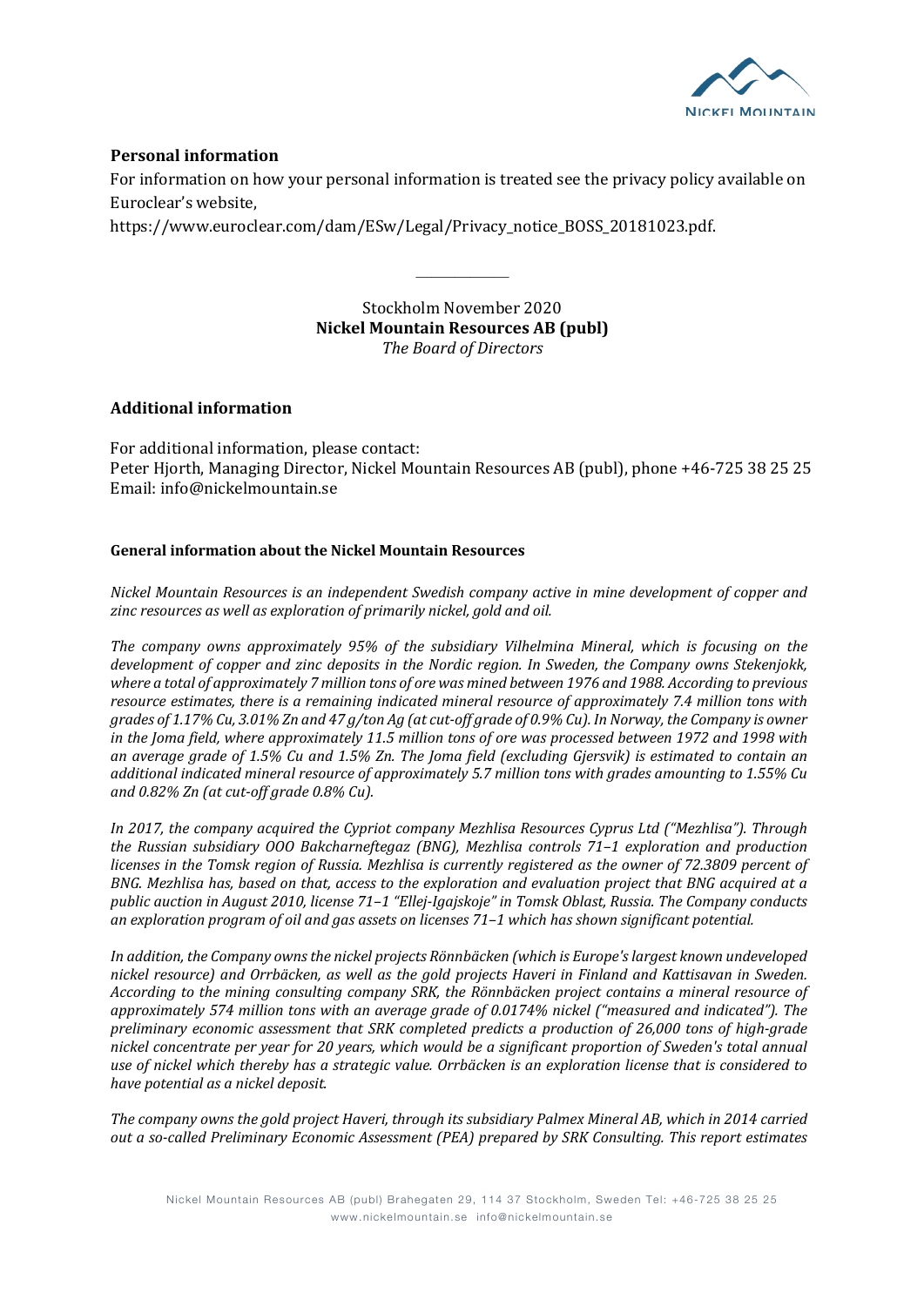## Personal information

For information on how your personal information is treated see the privacy policy available on Euroclear's website, https://www.euroclear.com/dam/ESw/Legal/Privacy_notice_BOSS_20181023.pdf.

---

Stockholm November 2020
**Nickel Mountain Resources AB (publ)**
*The Board of Directors*

## Additional information

For additional information, please contact:
Peter Hjorth, Managing Director, Nickel Mountain Resources AB (publ), phone +46-725 38 25 25
Email: info@nickelmountain.se

### General information about the Nickel Mountain Resources

*Nickel Mountain Resources is an independent Swedish company active in mine development of copper and zinc resources as well as exploration of primarily nickel, gold and oil.*

*The company owns approximately 95% of the subsidiary Vilhelmina Mineral, which is focusing on the development of copper and zinc deposits in the Nordic region. In Sweden, the Company owns Stekenjokk, where a total of approximately 7 million tons of ore was mined between 1976 and 1988. According to previous resource estimates, there is a remaining indicated mineral resource of approximately 7.4 million tons with grades of 1.17% Cu, 3.01% Zn and 47 g/ton Ag (at cut-off grade of 0.9% Cu). In Norway, the Company is owner in the Joma field, where approximately 11.5 million tons of ore was processed between 1972 and 1998 with an average grade of 1.5% Cu and 1.5% Zn. The Joma field (excluding Gjersvik) is estimated to contain an additional indicated mineral resource of approximately 5.7 million tons with grades amounting to 1.55% Cu and 0.82% Zn (at cut-off grade 0.8% Cu).*

*In 2017, the company acquired the Cypriot company Mezhlisa Resources Cyprus Ltd ("Mezhlisa"). Through the Russian subsidiary OOO Bakcharneftegaz (BNG), Mezhlisa controls 71–1 exploration and production licenses in the Tomsk region of Russia. Mezhlisa is currently registered as the owner of 72.3809 percent of BNG. Mezhlisa has, based on that, access to the exploration and evaluation project that BNG acquired at a public auction in August 2010, license 71–1 "Ellej-Igajskoje" in Tomsk Oblast, Russia. The Company conducts an exploration program of oil and gas assets on licenses 71–1 which has shown significant potential.*

*In addition, the Company owns the nickel projects Rönnbäcken (which is Europe's largest known undeveloped nickel resource) and Orrbäcken, as well as the gold projects Haveri in Finland and Kattisavan in Sweden. According to the mining consulting company SRK, the Rönnbäcken project contains a mineral resource of approximately 574 million tons with an average grade of 0.0174% nickel ("measured and indicated"). The preliminary economic assessment that SRK completed predicts a production of 26,000 tons of high-grade nickel concentrate per year for 20 years, which would be a significant proportion of Sweden's total annual use of nickel which thereby has a strategic value. Orrbäcken is an exploration license that is considered to have potential as a nickel deposit.*

*The company owns the gold project Haveri, through its subsidiary Palmex Mineral AB, which in 2014 carried out a so-called Preliminary Economic Assessment (PEA) prepared by SRK Consulting. This report estimates*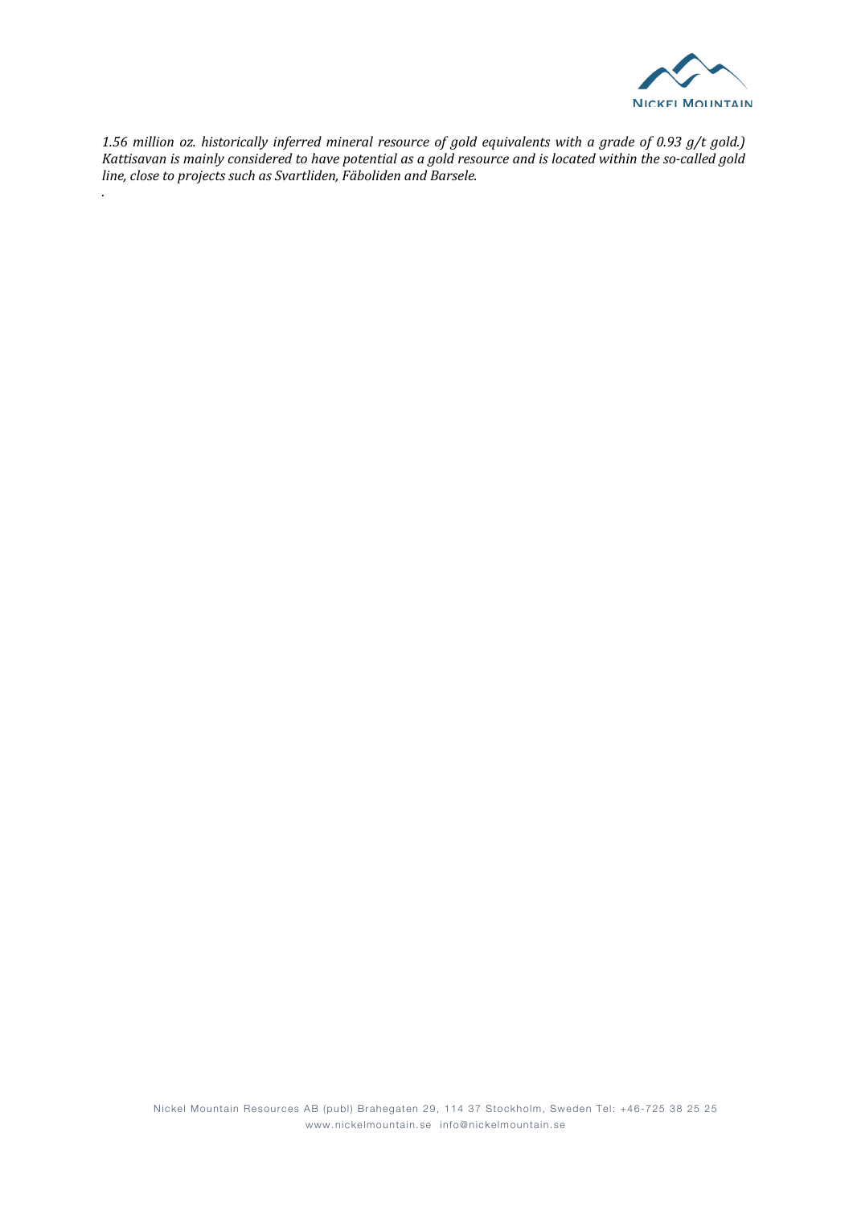*1.56 million oz. historically inferred mineral resource of gold equivalents with a grade of 0.93 g/t gold.) Kattisavan is mainly considered to have potential as a gold resource and is located within the so-called gold line, close to projects such as Svartliden, Fäboliden and Barsele.*

*.*